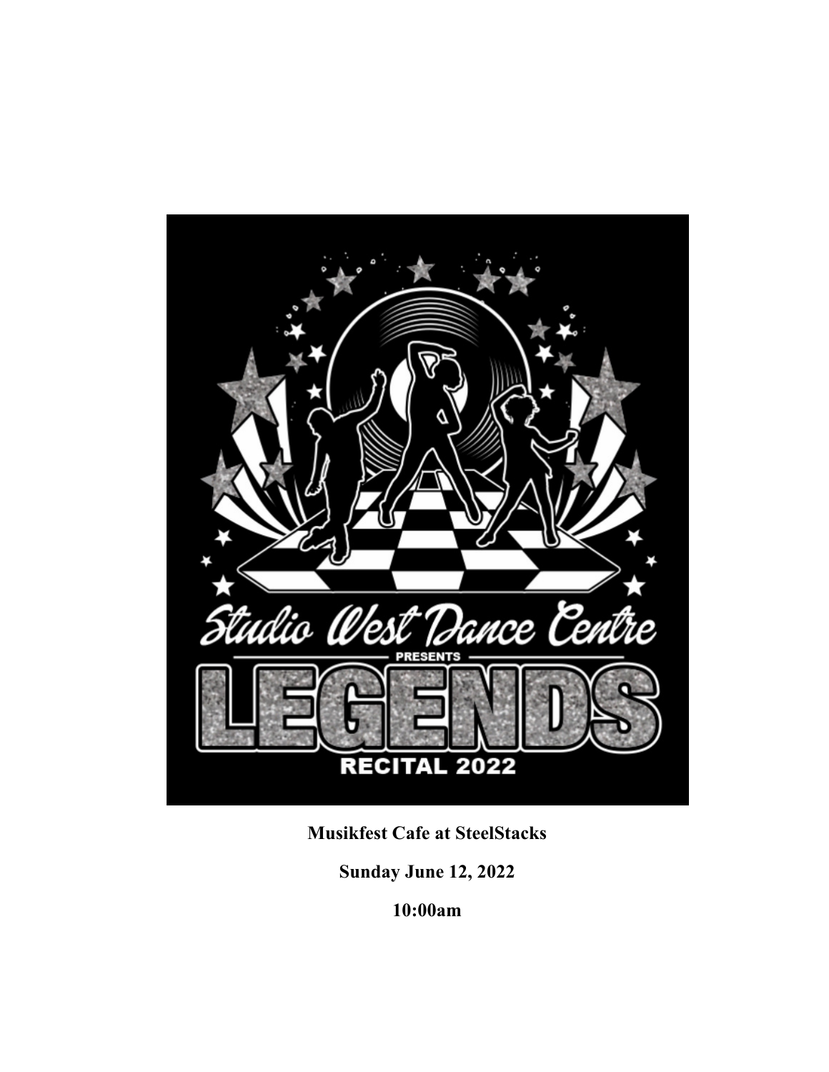Studio West Dance Centre

PRESENTS

# LEGENDS

RECITAL 2022

**Musikfest Cafe at SteelStacks**

**Sunday June 12, 2022**

**10:00am**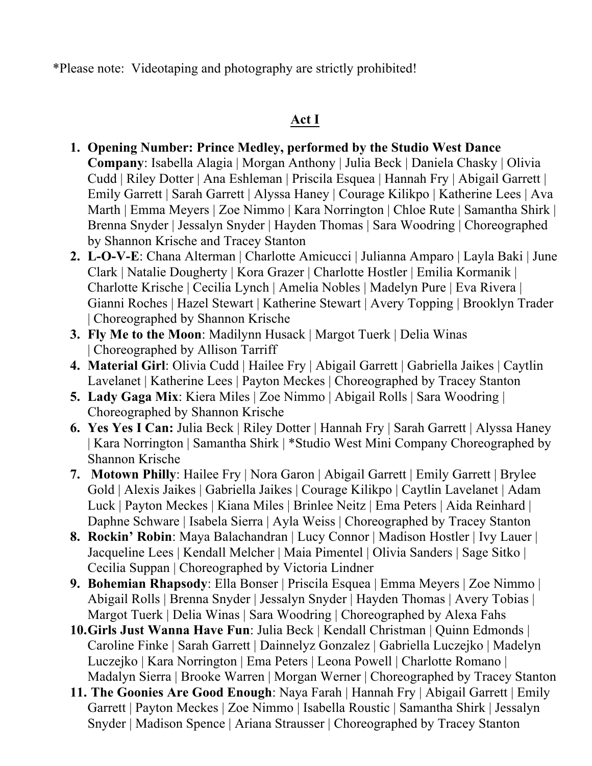*Please note: Videotaping and photography are strictly prohibited!

## Act I

1. **Opening Number: Prince Medley, performed by the Studio West Dance Company**: Isabella Alagia | Morgan Anthony | Julia Beck | Daniela Chasky | Olivia Cudd | Riley Dotter | Ana Eshleman | Priscila Esquea | Hannah Fry | Abigail Garrett | Emily Garrett | Sarah Garrett | Alyssa Haney | Courage Kilikpo | Katherine Lees | Ava Marth | Emma Meyers | Zoe Nimmo | Kara Norrington | Chloe Rute | Samantha Shirk | Brenna Snyder | Jessalyn Snyder | Hayden Thomas | Sara Woodring | Choreographed by Shannon Krische and Tracey Stanton
2. **L-O-V-E**: Chana Alterman | Charlotte Amicucci | Julianna Amparo | Layla Baki | June Clark | Natalie Dougherty | Kora Grazer | Charlotte Hostler | Emilia Kormanik | Charlotte Krische | Cecilia Lynch | Amelia Nobles | Madelyn Pure | Eva Rivera | Gianni Roches | Hazel Stewart | Katherine Stewart | Avery Topping | Brooklyn Trader | Choreographed by Shannon Krische
3. **Fly Me to the Moon**: Madilynn Husack | Margot Tuerk | Delia Winas | Choreographed by Allison Tarriff
4. **Material Girl**: Olivia Cudd | Hailee Fry | Abigail Garrett | Gabriella Jaikes | Caytlin Lavelanet | Katherine Lees | Payton Meckes | Choreographed by Tracey Stanton
5. **Lady Gaga Mix**: Kiera Miles | Zoe Nimmo | Abigail Rolls | Sara Woodring | Choreographed by Shannon Krische
6. **Yes Yes I Can:** Julia Beck | Riley Dotter | Hannah Fry | Sarah Garrett | Alyssa Haney | Kara Norrington | Samantha Shirk | *Studio West Mini Company Choreographed by Shannon Krische
7. **Motown Philly**: Hailee Fry | Nora Garon | Abigail Garrett | Emily Garrett | Brylee Gold | Alexis Jaikes | Gabriella Jaikes | Courage Kilikpo | Caytlin Lavelanet | Adam Luck | Payton Meckes | Kiana Miles | Brinlee Neitz | Ema Peters | Aida Reinhard | Daphne Schware | Isabela Sierra | Ayla Weiss | Choreographed by Tracey Stanton
8. **Rockin' Robin**: Maya Balachandran | Lucy Connor | Madison Hostler | Ivy Lauer | Jacqueline Lees | Kendall Melcher | Maia Pimentel | Olivia Sanders | Sage Sitko | Cecilia Suppan | Choreographed by Victoria Lindner
9. **Bohemian Rhapsody**: Ella Bonser | Priscila Esquea | Emma Meyers | Zoe Nimmo | Abigail Rolls | Brenna Snyder | Jessalyn Snyder | Hayden Thomas | Avery Tobias | Margot Tuerk | Delia Winas | Sara Woodring | Choreographed by Alexa Fahs
10. **Girls Just Wanna Have Fun**: Julia Beck | Kendall Christman | Quinn Edmonds | Caroline Finke | Sarah Garrett | Dainnelyz Gonzalez | Gabriella Luczejko | Madelyn Luczejko | Kara Norrington | Ema Peters | Leona Powell | Charlotte Romano | Madalyn Sierra | Brooke Warren | Morgan Werner | Choreographed by Tracey Stanton
11. **The Goonies Are Good Enough**: Naya Farah | Hannah Fry | Abigail Garrett | Emily Garrett | Payton Meckes | Zoe Nimmo | Isabella Roustic | Samantha Shirk | Jessalyn Snyder | Madison Spence | Ariana Strausser | Choreographed by Tracey Stanton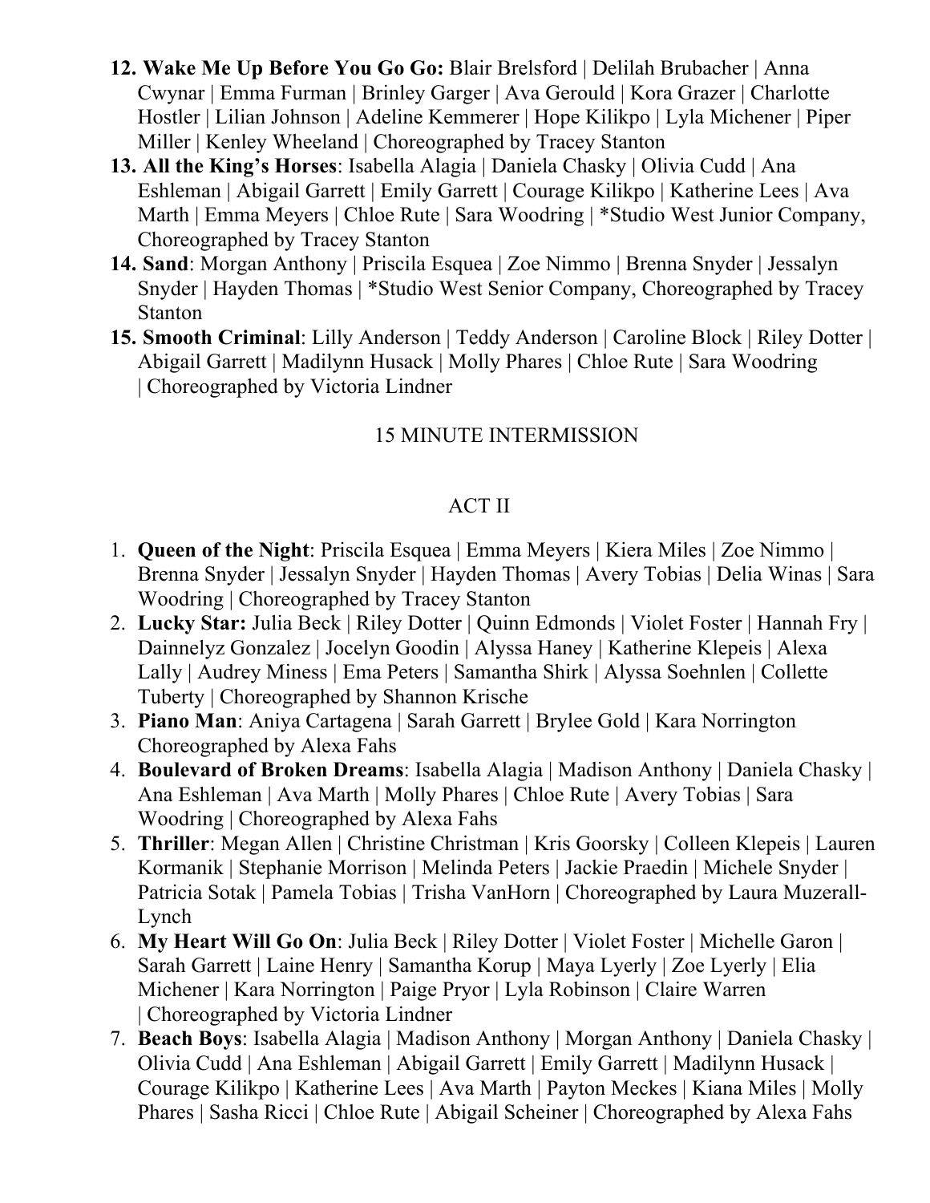12. **Wake Me Up Before You Go Go:** Blair Brelsford | Delilah Brubacher | Anna Cwynar | Emma Furman | Brinley Garger | Ava Gerould | Kora Grazer | Charlotte Hostler | Lilian Johnson | Adeline Kemmerer | Hope Kilikpo | Lyla Michener | Piper Miller | Kenley Wheeland | Choreographed by Tracey Stanton
13. **All the King's Horses**: Isabella Alagia | Daniela Chasky | Olivia Cudd | Ana Eshleman | Abigail Garrett | Emily Garrett | Courage Kilikpo | Katherine Lees | Ava Marth | Emma Meyers | Chloe Rute | Sara Woodring | *Studio West Junior Company, Choreographed by Tracey Stanton
14. **Sand**: Morgan Anthony | Priscila Esquea | Zoe Nimmo | Brenna Snyder | Jessalyn Snyder | Hayden Thomas | *Studio West Senior Company, Choreographed by Tracey Stanton
15. **Smooth Criminal**: Lilly Anderson | Teddy Anderson | Caroline Block | Riley Dotter | Abigail Garrett | Madilynn Husack | Molly Phares | Chloe Rute | Sara Woodring | Choreographed by Victoria Lindner

15 MINUTE INTERMISSION

## ACT II

1. **Queen of the Night**: Priscila Esquea | Emma Meyers | Kiera Miles | Zoe Nimmo | Brenna Snyder | Jessalyn Snyder | Hayden Thomas | Avery Tobias | Delia Winas | Sara Woodring | Choreographed by Tracey Stanton
2. **Lucky Star:** Julia Beck | Riley Dotter | Quinn Edmonds | Violet Foster | Hannah Fry | Dainnelyz Gonzalez | Jocelyn Goodin | Alyssa Haney | Katherine Klepeis | Alexa Lally | Audrey Miness | Ema Peters | Samantha Shirk | Alyssa Soehnlen | Collette Tuberty | Choreographed by Shannon Krische
3. **Piano Man**: Aniya Cartagena | Sarah Garrett | Brylee Gold | Kara Norrington Choreographed by Alexa Fahs
4. **Boulevard of Broken Dreams**: Isabella Alagia | Madison Anthony | Daniela Chasky | Ana Eshleman | Ava Marth | Molly Phares | Chloe Rute | Avery Tobias | Sara Woodring | Choreographed by Alexa Fahs
5. **Thriller**: Megan Allen | Christine Christman | Kris Goorsky | Colleen Klepeis | Lauren Kormanik | Stephanie Morrison | Melinda Peters | Jackie Praedin | Michele Snyder | Patricia Sotak | Pamela Tobias | Trisha VanHorn | Choreographed by Laura Muzerall-Lynch
6. **My Heart Will Go On**: Julia Beck | Riley Dotter | Violet Foster | Michelle Garon | Sarah Garrett | Laine Henry | Samantha Korup | Maya Lyerly | Zoe Lyerly | Elia Michener | Kara Norrington | Paige Pryor | Lyla Robinson | Claire Warren | Choreographed by Victoria Lindner
7. **Beach Boys**: Isabella Alagia | Madison Anthony | Morgan Anthony | Daniela Chasky | Olivia Cudd | Ana Eshleman | Abigail Garrett | Emily Garrett | Madilynn Husack | Courage Kilikpo | Katherine Lees | Ava Marth | Payton Meckes | Kiana Miles | Molly Phares | Sasha Ricci | Chloe Rute | Abigail Scheiner | Choreographed by Alexa Fahs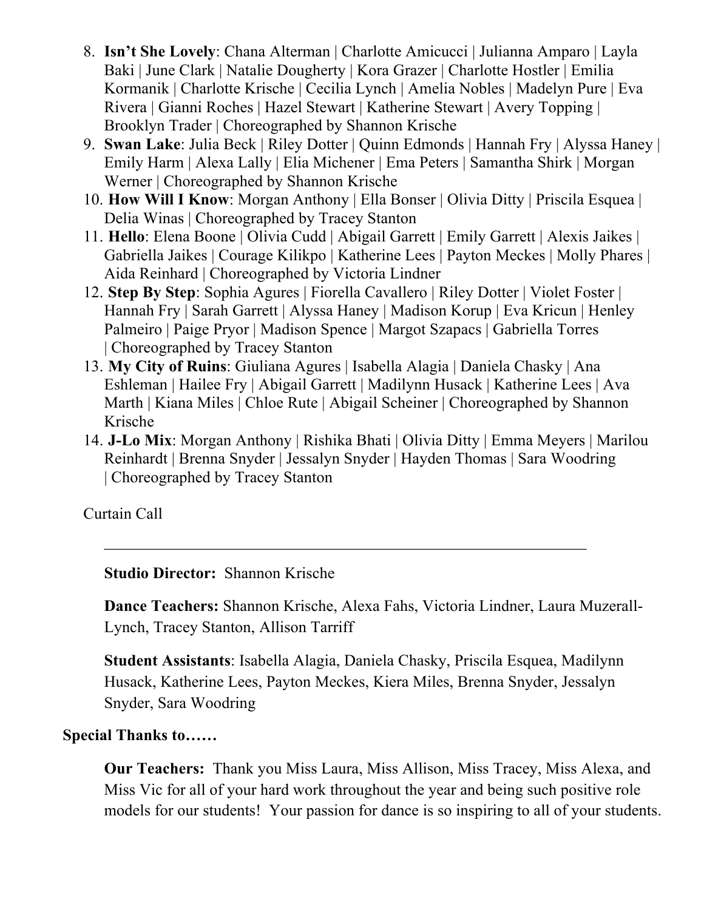8. **Isn't She Lovely**: Chana Alterman | Charlotte Amicucci | Julianna Amparo | Layla Baki | June Clark | Natalie Dougherty | Kora Grazer | Charlotte Hostler | Emilia Kormanik | Charlotte Krische | Cecilia Lynch | Amelia Nobles | Madelyn Pure | Eva Rivera | Gianni Roches | Hazel Stewart | Katherine Stewart | Avery Topping | Brooklyn Trader | Choreographed by Shannon Krische
9. **Swan Lake**: Julia Beck | Riley Dotter | Quinn Edmonds | Hannah Fry | Alyssa Haney | Emily Harm | Alexa Lally | Elia Michener | Ema Peters | Samantha Shirk | Morgan Werner | Choreographed by Shannon Krische
10. **How Will I Know**: Morgan Anthony | Ella Bonser | Olivia Ditty | Priscila Esquea | Delia Winas | Choreographed by Tracey Stanton
11. **Hello**: Elena Boone | Olivia Cudd | Abigail Garrett | Emily Garrett | Alexis Jaikes | Gabriella Jaikes | Courage Kilikpo | Katherine Lees | Payton Meckes | Molly Phares | Aida Reinhard | Choreographed by Victoria Lindner
12. **Step By Step**: Sophia Agures | Fiorella Cavallero | Riley Dotter | Violet Foster | Hannah Fry | Sarah Garrett | Alyssa Haney | Madison Korup | Eva Kricun | Henley Palmeiro | Paige Pryor | Madison Spence | Margot Szapacs | Gabriella Torres | Choreographed by Tracey Stanton
13. **My City of Ruins**: Giuliana Agures | Isabella Alagia | Daniela Chasky | Ana Eshleman | Hailee Fry | Abigail Garrett | Madilynn Husack | Katherine Lees | Ava Marth | Kiana Miles | Chloe Rute | Abigail Scheiner | Choreographed by Shannon Krische
14. **J-Lo Mix**: Morgan Anthony | Rishika Bhati | Olivia Ditty | Emma Meyers | Marilou Reinhardt | Brenna Snyder | Jessalyn Snyder | Hayden Thomas | Sara Woodring | Choreographed by Tracey Stanton

Curtain Call

---

**Studio Director:** Shannon Krische

**Dance Teachers:** Shannon Krische, Alexa Fahs, Victoria Lindner, Laura Muzerall-Lynch, Tracey Stanton, Allison Tarriff

**Student Assistants**: Isabella Alagia, Daniela Chasky, Priscila Esquea, Madilynn Husack, Katherine Lees, Payton Meckes, Kiera Miles, Brenna Snyder, Jessalyn Snyder, Sara Woodring

**Special Thanks to……**

**Our Teachers:** Thank you Miss Laura, Miss Allison, Miss Tracey, Miss Alexa, and Miss Vic for all of your hard work throughout the year and being such positive role models for our students! Your passion for dance is so inspiring to all of your students.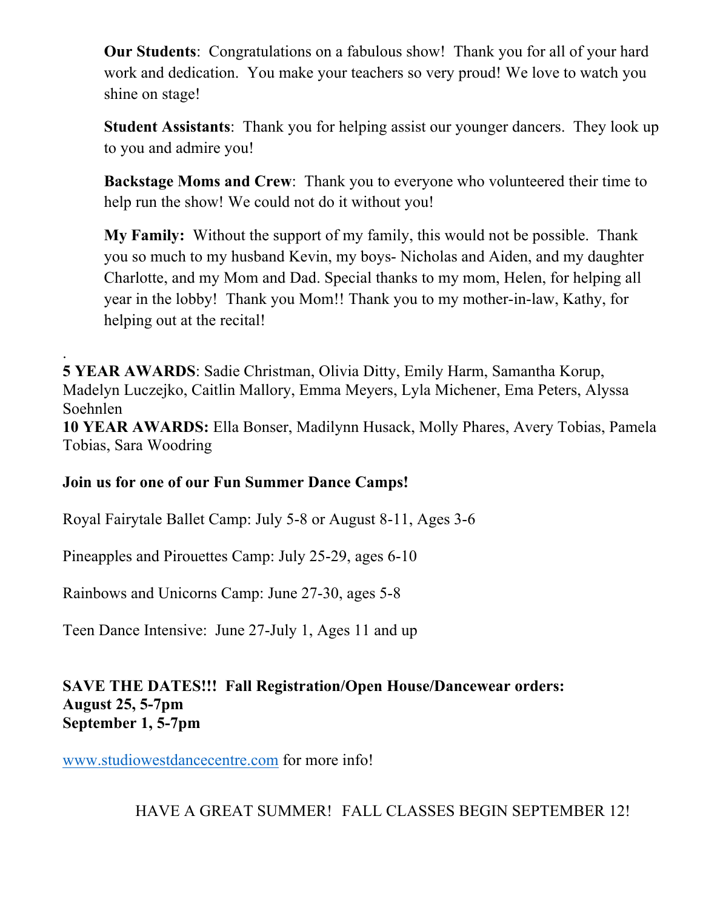**Our Students**: Congratulations on a fabulous show! Thank you for all of your hard work and dedication. You make your teachers so very proud! We love to watch you shine on stage!

**Student Assistants**: Thank you for helping assist our younger dancers. They look up to you and admire you!

**Backstage Moms and Crew**: Thank you to everyone who volunteered their time to help run the show! We could not do it without you!

**My Family:** Without the support of my family, this would not be possible. Thank you so much to my husband Kevin, my boys- Nicholas and Aiden, and my daughter Charlotte, and my Mom and Dad. Special thanks to my mom, Helen, for helping all year in the lobby! Thank you Mom!! Thank you to my mother-in-law, Kathy, for helping out at the recital!

.

**5 YEAR AWARDS**: Sadie Christman, Olivia Ditty, Emily Harm, Samantha Korup, Madelyn Luczejko, Caitlin Mallory, Emma Meyers, Lyla Michener, Ema Peters, Alyssa Soehnlen

**10 YEAR AWARDS:** Ella Bonser, Madilynn Husack, Molly Phares, Avery Tobias, Pamela Tobias, Sara Woodring

**Join us for one of our Fun Summer Dance Camps!**

Royal Fairytale Ballet Camp: July 5-8 or August 8-11, Ages 3-6

Pineapples and Pirouettes Camp: July 25-29, ages 6-10

Rainbows and Unicorns Camp: June 27-30, ages 5-8

Teen Dance Intensive: June 27-July 1, Ages 11 and up

**SAVE THE DATES!!! Fall Registration/Open House/Dancewear orders:**
**August 25, 5-7pm**
**September 1, 5-7pm**

www.studiowestdancecentre.com for more info!

HAVE A GREAT SUMMER! FALL CLASSES BEGIN SEPTEMBER 12!